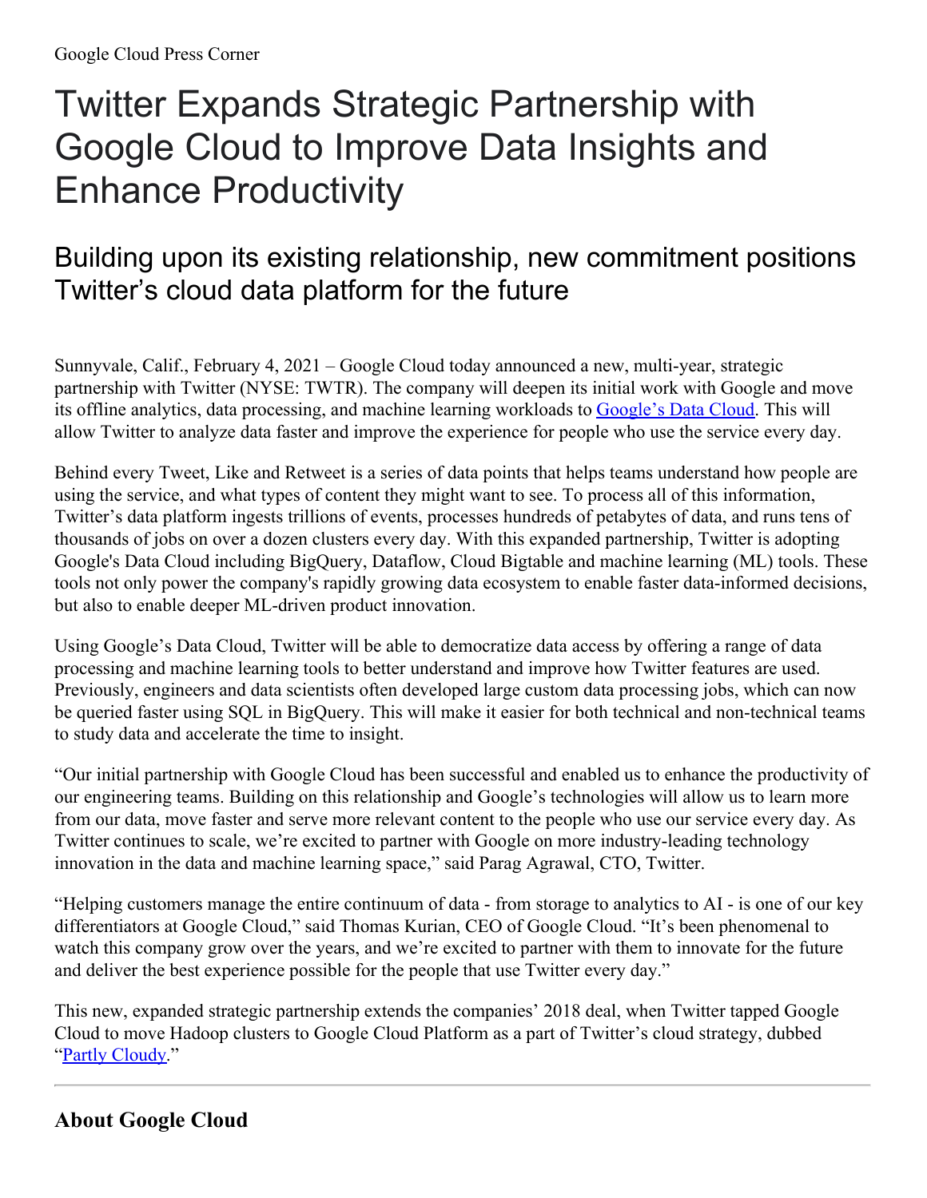Google Cloud Press Corner

# Twitter Expands Strategic Partnership with Google Cloud to Improve Data Insights and Enhance Productivity

## Building upon its existing relationship, new commitment positions Twitter's cloud data platform for the future

Sunnyvale, Calif., February 4, 2021 – Google Cloud today announced a new, multi-year, strategic partnership with Twitter (NYSE: TWTR). The company will deepen its initial work with Google and move its offline analytics, data processing, and machine learning workloads to [Google's Data Cloud](). This will allow Twitter to analyze data faster and improve the experience for people who use the service every day.

Behind every Tweet, Like and Retweet is a series of data points that helps teams understand how people are using the service, and what types of content they might want to see. To process all of this information, Twitter's data platform ingests trillions of events, processes hundreds of petabytes of data, and runs tens of thousands of jobs on over a dozen clusters every day. With this expanded partnership, Twitter is adopting Google's Data Cloud including BigQuery, Dataflow, Cloud Bigtable and machine learning (ML) tools. These tools not only power the company's rapidly growing data ecosystem to enable faster data-informed decisions, but also to enable deeper ML-driven product innovation.

Using Google's Data Cloud, Twitter will be able to democratize data access by offering a range of data processing and machine learning tools to better understand and improve how Twitter features are used. Previously, engineers and data scientists often developed large custom data processing jobs, which can now be queried faster using SQL in BigQuery. This will make it easier for both technical and non-technical teams to study data and accelerate the time to insight.

"Our initial partnership with Google Cloud has been successful and enabled us to enhance the productivity of our engineering teams. Building on this relationship and Google's technologies will allow us to learn more from our data, move faster and serve more relevant content to the people who use our service every day. As Twitter continues to scale, we're excited to partner with Google on more industry-leading technology innovation in the data and machine learning space," said Parag Agrawal, CTO, Twitter.

"Helping customers manage the entire continuum of data - from storage to analytics to AI - is one of our key differentiators at Google Cloud," said Thomas Kurian, CEO of Google Cloud. "It's been phenomenal to watch this company grow over the years, and we're excited to partner with them to innovate for the future and deliver the best experience possible for the people that use Twitter every day."

This new, expanded strategic partnership extends the companies' 2018 deal, when Twitter tapped Google Cloud to move Hadoop clusters to Google Cloud Platform as a part of Twitter's cloud strategy, dubbed "[Partly Cloudy]()."

---

### About Google Cloud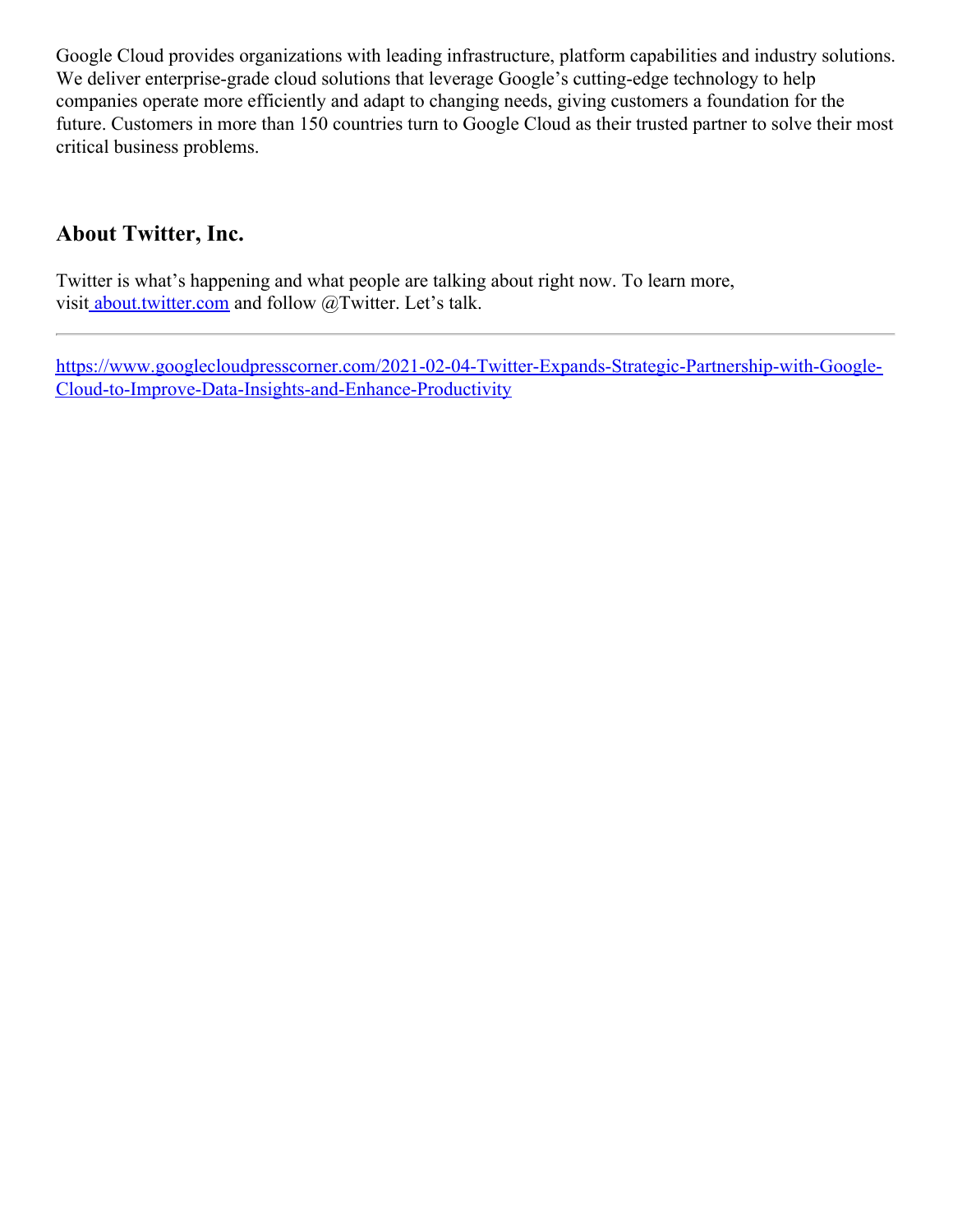Google Cloud provides organizations with leading infrastructure, platform capabilities and industry solutions. We deliver enterprise-grade cloud solutions that leverage Google's cutting-edge technology to help companies operate more efficiently and adapt to changing needs, giving customers a foundation for the future. Customers in more than 150 countries turn to Google Cloud as their trusted partner to solve their most critical business problems.

## About Twitter, Inc.

Twitter is what's happening and what people are talking about right now. To learn more, visit [about.twitter.com](about.twitter.com) and follow @Twitter. Let's talk.

---

[https://www.googlecloudpresscorner.com/2021-02-04-Twitter-Expands-Strategic-Partnership-with-Google-Cloud-to-Improve-Data-Insights-and-Enhance-Productivity](https://www.googlecloudpresscorner.com/2021-02-04-Twitter-Expands-Strategic-Partnership-with-Google-Cloud-to-Improve-Data-Insights-and-Enhance-Productivity)